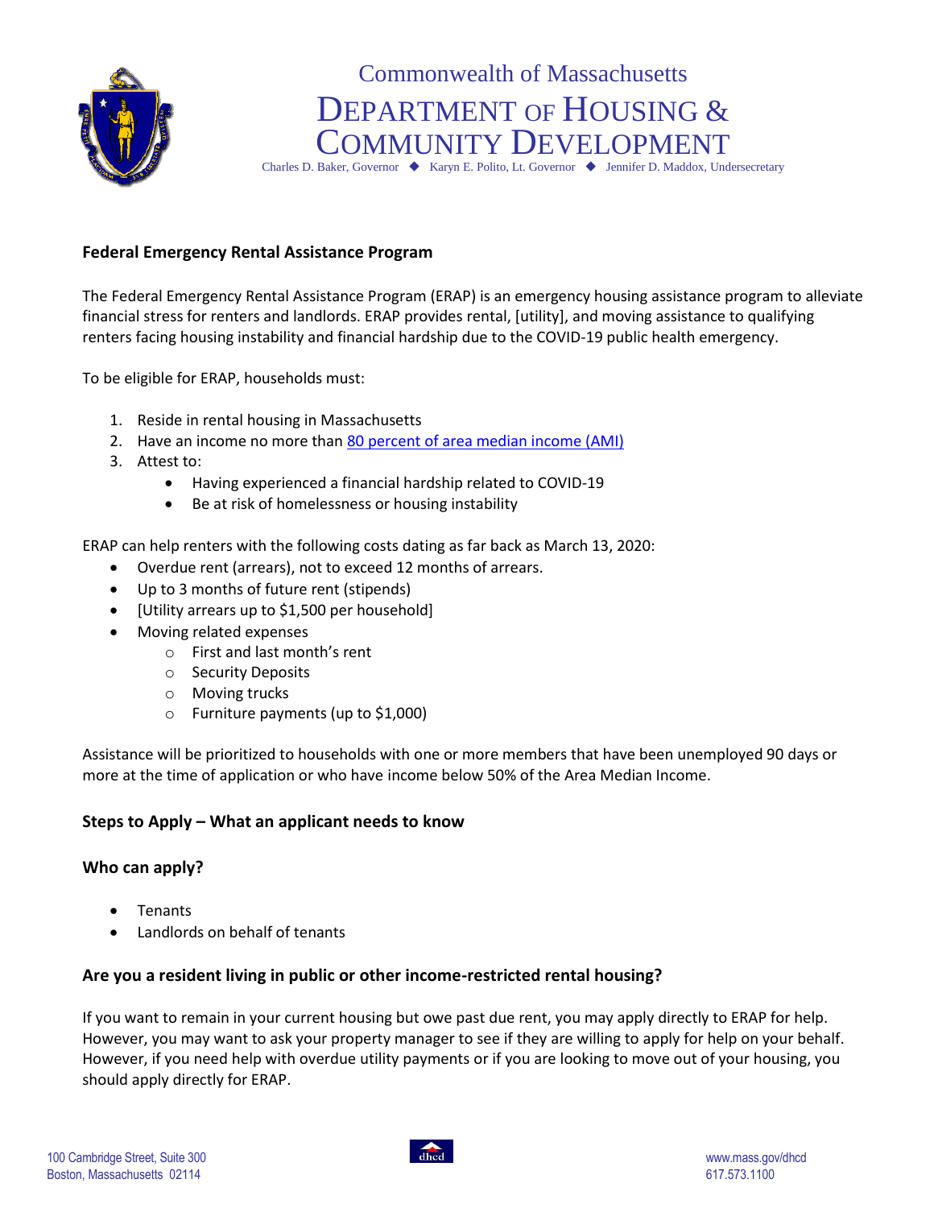Commonwealth of Massachusetts

# Department of Housing & Community Development

Charles D. Baker, Governor ◆ Karyn E. Polito, Lt. Governor ◆ Jennifer D. Maddox, Undersecretary

## Federal Emergency Rental Assistance Program

The Federal Emergency Rental Assistance Program (ERAP) is an emergency housing assistance program to alleviate financial stress for renters and landlords. ERAP provides rental, [utility], and moving assistance to qualifying renters facing housing instability and financial hardship due to the COVID-19 public health emergency.

To be eligible for ERAP, households must:

1. Reside in rental housing in Massachusetts
2. Have an income no more than [80 percent of area median income (AMI)]
3. Attest to:
   - Having experienced a financial hardship related to COVID-19
   - Be at risk of homelessness or housing instability

ERAP can help renters with the following costs dating as far back as March 13, 2020:

- Overdue rent (arrears), not to exceed 12 months of arrears.
- Up to 3 months of future rent (stipends)
- [Utility arrears up to $1,500 per household]
- Moving related expenses
  - First and last month's rent
  - Security Deposits
  - Moving trucks
  - Furniture payments (up to $1,000)

Assistance will be prioritized to households with one or more members that have been unemployed 90 days or more at the time of application or who have income below 50% of the Area Median Income.

### Steps to Apply – What an applicant needs to know

### Who can apply?

- Tenants
- Landlords on behalf of tenants

### Are you a resident living in public or other income-restricted rental housing?

If you want to remain in your current housing but owe past due rent, you may apply directly to ERAP for help. However, you may want to ask your property manager to see if they are willing to apply for help on your behalf. However, if you need help with overdue utility payments or if you are looking to move out of your housing, you should apply directly for ERAP.

100 Cambridge Street, Suite 300
Boston, Massachusetts 02114

www.mass.gov/dhcd
617.573.1100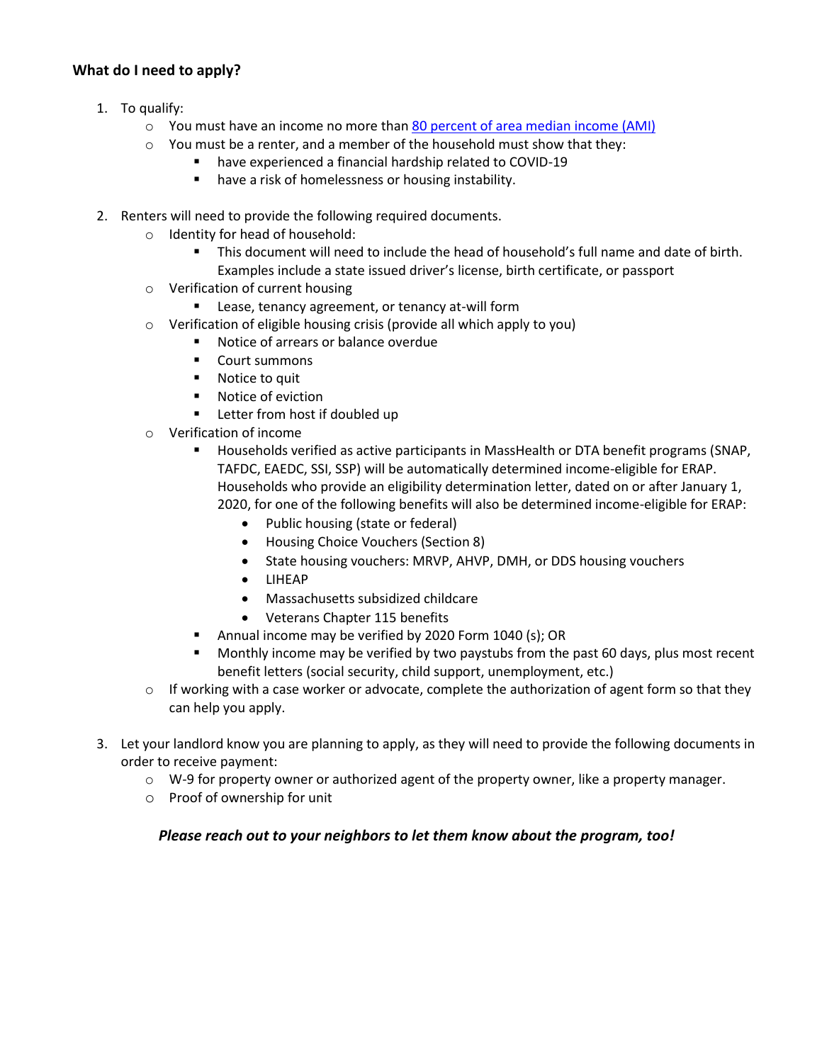### What do I need to apply?

1. To qualify:
    - You must have an income no more than [80 percent of area median income (AMI)]
    - You must be a renter, and a member of the household must show that they:
        - have experienced a financial hardship related to COVID-19
        - have a risk of homelessness or housing instability.

2. Renters will need to provide the following required documents.
    - Identity for head of household:
        - This document will need to include the head of household's full name and date of birth. Examples include a state issued driver's license, birth certificate, or passport
    - Verification of current housing
        - Lease, tenancy agreement, or tenancy at-will form
    - Verification of eligible housing crisis (provide all which apply to you)
        - Notice of arrears or balance overdue
        - Court summons
        - Notice to quit
        - Notice of eviction
        - Letter from host if doubled up
    - Verification of income
        - Households verified as active participants in MassHealth or DTA benefit programs (SNAP, TAFDC, EAEDC, SSI, SSP) will be automatically determined income-eligible for ERAP. Households who provide an eligibility determination letter, dated on or after January 1, 2020, for one of the following benefits will also be determined income-eligible for ERAP:
            - Public housing (state or federal)
            - Housing Choice Vouchers (Section 8)
            - State housing vouchers: MRVP, AHVP, DMH, or DDS housing vouchers
            - LIHEAP
            - Massachusetts subsidized childcare
            - Veterans Chapter 115 benefits
        - Annual income may be verified by 2020 Form 1040 (s); OR
        - Monthly income may be verified by two paystubs from the past 60 days, plus most recent benefit letters (social security, child support, unemployment, etc.)
    - If working with a case worker or advocate, complete the authorization of agent form so that they can help you apply.

3. Let your landlord know you are planning to apply, as they will need to provide the following documents in order to receive payment:
    - W-9 for property owner or authorized agent of the property owner, like a property manager.
    - Proof of ownership for unit

***Please reach out to your neighbors to let them know about the program, too!***